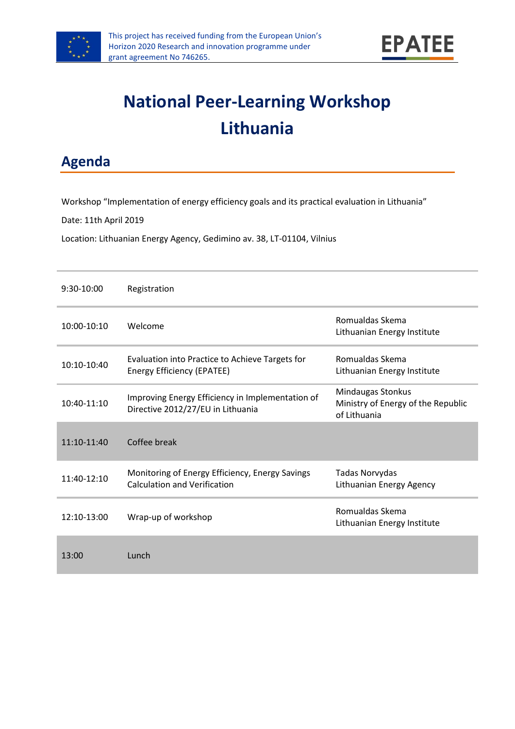# National Peer-Learning Workshop Lithuania

## Agenda

Workshop "Implementation of energy efficiency goals and its practical evaluation in Lithuania"

Date: 11th April 2019

Location: Lithuanian Energy Agency, Gedimino av. 38, LT-01104, Vilnius

| | | |
|---|---|---|
| 9:30-10:00 | Registration | |
| 10:00-10:10 | Welcome | Romualdas Skema<br>Lithuanian Energy Institute |
| 10:10-10:40 | Evaluation into Practice to Achieve Targets for Energy Efficiency (EPATEE) | Romualdas Skema<br>Lithuanian Energy Institute |
| 10:40-11:10 | Improving Energy Efficiency in Implementation of Directive 2012/27/EU in Lithuania | Mindaugas Stonkus<br>Ministry of Energy of the Republic of Lithuania |
| 11:10-11:40 | Coffee break | |
| 11:40-12:10 | Monitoring of Energy Efficiency, Energy Savings Calculation and Verification | Tadas Norvydas<br>Lithuanian Energy Agency |
| 12:10-13:00 | Wrap-up of workshop | Romualdas Skema<br>Lithuanian Energy Institute |
| 13:00 | Lunch | |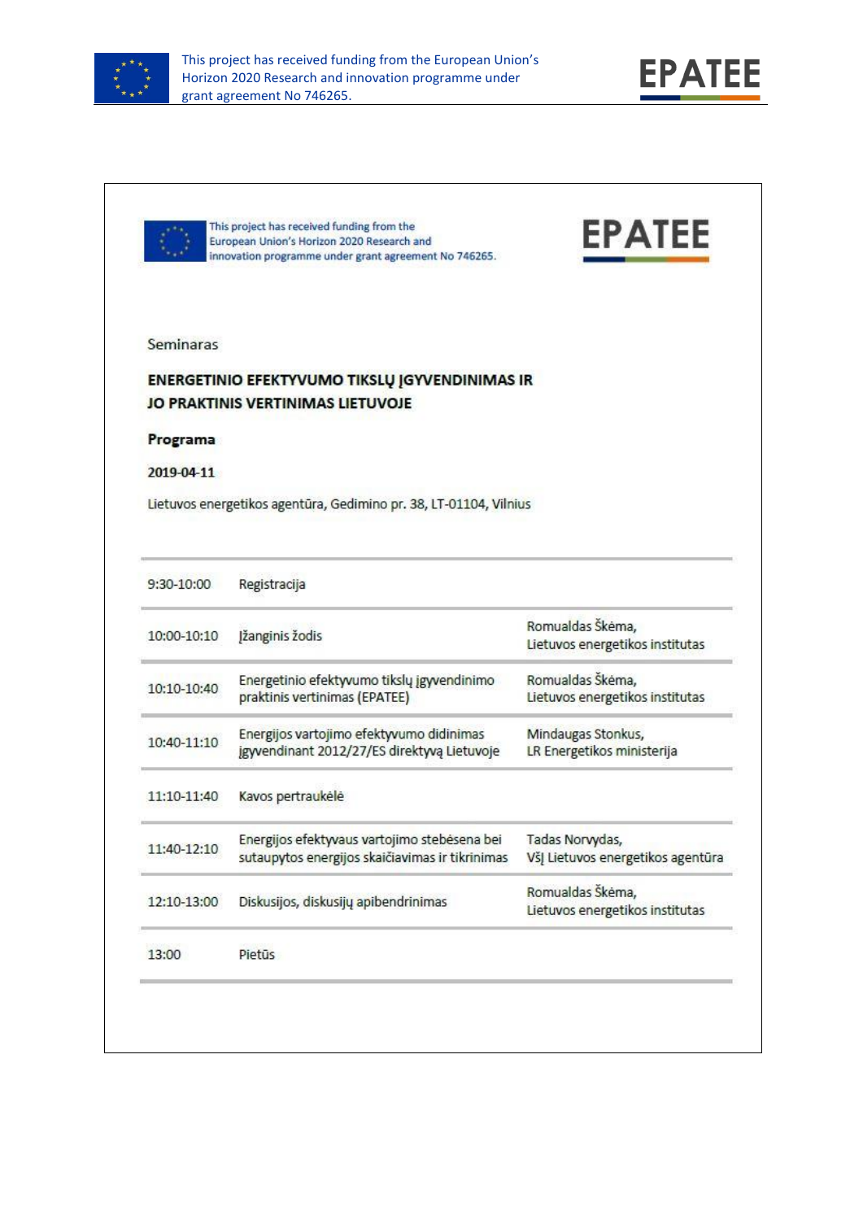This project has received funding from the European Union's Horizon 2020 Research and innovation programme under grant agreement No 746265.

EPATEE

Seminaras

**ENERGETINIO EFEKTYVUMO TIKSLŲ ĮGYVENDINIMAS IR JO PRAKTINIS VERTINIMAS LIETUVOJE**

**Programa**

**2019-04-11**

Lietuvos energetikos agentūra, Gedimino pr. 38, LT-01104, Vilnius

| | | |
|---|---|---|
| 9:30-10:00 | Registracija | |
| 10:00-10:10 | Įžanginis žodis | Romualdas Škėma, Lietuvos energetikos institutas |
| 10:10-10:40 | Energetinio efektyvumo tikslų įgyvendinimo praktinis vertinimas (EPATEE) | Romualdas Škėma, Lietuvos energetikos institutas |
| 10:40-11:10 | Energijos vartojimo efektyvumo didinimas įgyvendinant 2012/27/ES direktyvą Lietuvoje | Mindaugas Stonkus, LR Energetikos ministerija |
| 11:10-11:40 | Kavos pertraukėlė | |
| 11:40-12:10 | Energijos efektyvaus vartojimo stebėsena bei sutaupytos energijos skaičiavimas ir tikrinimas | Tadas Norvydas, VšĮ Lietuvos energetikos agentūra |
| 12:10-13:00 | Diskusijos, diskusijų apibendrinimas | Romualdas Škėma, Lietuvos energetikos institutas |
| 13:00 | Pietūs | |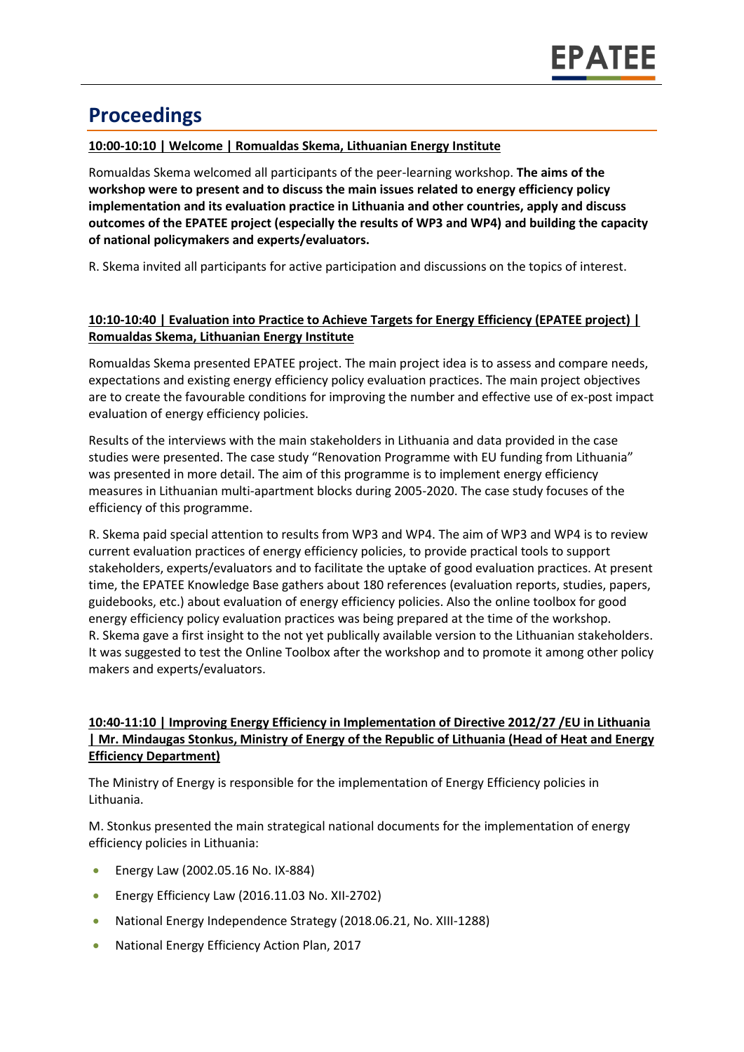# Proceedings

**10:00-10:10 | Welcome | Romualdas Skema, Lithuanian Energy Institute**

Romualdas Skema welcomed all participants of the peer-learning workshop. **The aims of the workshop were to present and to discuss the main issues related to energy efficiency policy implementation and its evaluation practice in Lithuania and other countries, apply and discuss outcomes of the EPATEE project (especially the results of WP3 and WP4) and building the capacity of national policymakers and experts/evaluators.**

R. Skema invited all participants for active participation and discussions on the topics of interest.

**10:10-10:40 | Evaluation into Practice to Achieve Targets for Energy Efficiency (EPATEE project) | Romualdas Skema, Lithuanian Energy Institute**

Romualdas Skema presented EPATEE project. The main project idea is to assess and compare needs, expectations and existing energy efficiency policy evaluation practices. The main project objectives are to create the favourable conditions for improving the number and effective use of ex-post impact evaluation of energy efficiency policies.

Results of the interviews with the main stakeholders in Lithuania and data provided in the case studies were presented. The case study "Renovation Programme with EU funding from Lithuania" was presented in more detail. The aim of this programme is to implement energy efficiency measures in Lithuanian multi-apartment blocks during 2005-2020. The case study focuses of the efficiency of this programme.

R. Skema paid special attention to results from WP3 and WP4. The aim of WP3 and WP4 is to review current evaluation practices of energy efficiency policies, to provide practical tools to support stakeholders, experts/evaluators and to facilitate the uptake of good evaluation practices. At present time, the EPATEE Knowledge Base gathers about 180 references (evaluation reports, studies, papers, guidebooks, etc.) about evaluation of energy efficiency policies. Also the online toolbox for good energy efficiency policy evaluation practices was being prepared at the time of the workshop. R. Skema gave a first insight to the not yet publically available version to the Lithuanian stakeholders. It was suggested to test the Online Toolbox after the workshop and to promote it among other policy makers and experts/evaluators.

**10:40-11:10 | Improving Energy Efficiency in Implementation of Directive 2012/27 /EU in Lithuania | Mr. Mindaugas Stonkus, Ministry of Energy of the Republic of Lithuania (Head of Heat and Energy Efficiency Department)**

The Ministry of Energy is responsible for the implementation of Energy Efficiency policies in Lithuania.

M. Stonkus presented the main strategical national documents for the implementation of energy efficiency policies in Lithuania:

- Energy Law (2002.05.16 No. IX-884)
- Energy Efficiency Law (2016.11.03 No. XII-2702)
- National Energy Independence Strategy (2018.06.21, No. XIII-1288)
- National Energy Efficiency Action Plan, 2017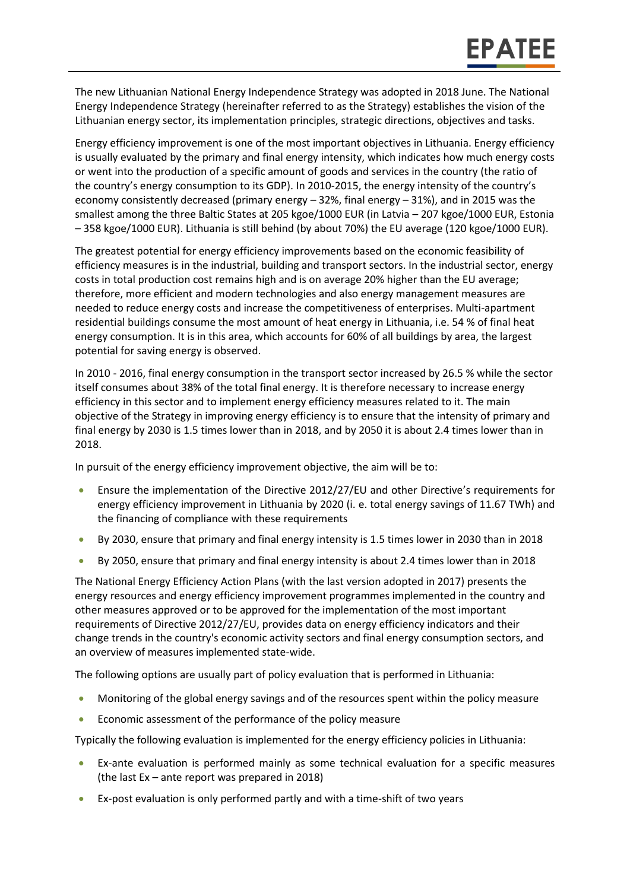The new Lithuanian National Energy Independence Strategy was adopted in 2018 June. The National Energy Independence Strategy (hereinafter referred to as the Strategy) establishes the vision of the Lithuanian energy sector, its implementation principles, strategic directions, objectives and tasks.

Energy efficiency improvement is one of the most important objectives in Lithuania. Energy efficiency is usually evaluated by the primary and final energy intensity, which indicates how much energy costs or went into the production of a specific amount of goods and services in the country (the ratio of the country's energy consumption to its GDP). In 2010-2015, the energy intensity of the country's economy consistently decreased (primary energy – 32%, final energy – 31%), and in 2015 was the smallest among the three Baltic States at 205 kgoe/1000 EUR (in Latvia – 207 kgoe/1000 EUR, Estonia – 358 kgoe/1000 EUR). Lithuania is still behind (by about 70%) the EU average (120 kgoe/1000 EUR).

The greatest potential for energy efficiency improvements based on the economic feasibility of efficiency measures is in the industrial, building and transport sectors. In the industrial sector, energy costs in total production cost remains high and is on average 20% higher than the EU average; therefore, more efficient and modern technologies and also energy management measures are needed to reduce energy costs and increase the competitiveness of enterprises. Multi-apartment residential buildings consume the most amount of heat energy in Lithuania, i.e. 54 % of final heat energy consumption. It is in this area, which accounts for 60% of all buildings by area, the largest potential for saving energy is observed.

In 2010 - 2016, final energy consumption in the transport sector increased by 26.5 % while the sector itself consumes about 38% of the total final energy. It is therefore necessary to increase energy efficiency in this sector and to implement energy efficiency measures related to it. The main objective of the Strategy in improving energy efficiency is to ensure that the intensity of primary and final energy by 2030 is 1.5 times lower than in 2018, and by 2050 it is about 2.4 times lower than in 2018.

In pursuit of the energy efficiency improvement objective, the aim will be to:

- Ensure the implementation of the Directive 2012/27/EU and other Directive's requirements for energy efficiency improvement in Lithuania by 2020 (i. e. total energy savings of 11.67 TWh) and the financing of compliance with these requirements
- By 2030, ensure that primary and final energy intensity is 1.5 times lower in 2030 than in 2018
- By 2050, ensure that primary and final energy intensity is about 2.4 times lower than in 2018

The National Energy Efficiency Action Plans (with the last version adopted in 2017) presents the energy resources and energy efficiency improvement programmes implemented in the country and other measures approved or to be approved for the implementation of the most important requirements of Directive 2012/27/EU, provides data on energy efficiency indicators and their change trends in the country's economic activity sectors and final energy consumption sectors, and an overview of measures implemented state-wide.

The following options are usually part of policy evaluation that is performed in Lithuania:

- Monitoring of the global energy savings and of the resources spent within the policy measure
- Economic assessment of the performance of the policy measure

Typically the following evaluation is implemented for the energy efficiency policies in Lithuania:

- Ex-ante evaluation is performed mainly as some technical evaluation for a specific measures (the last Ex – ante report was prepared in 2018)
- Ex-post evaluation is only performed partly and with a time-shift of two years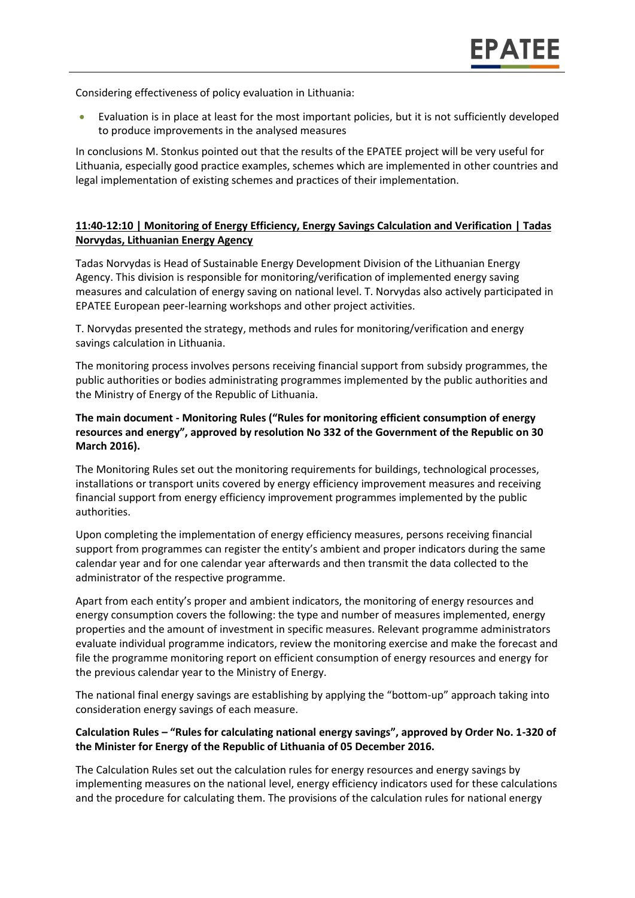Considering effectiveness of policy evaluation in Lithuania:

- Evaluation is in place at least for the most important policies, but it is not sufficiently developed to produce improvements in the analysed measures

In conclusions M. Stonkus pointed out that the results of the EPATEE project will be very useful for Lithuania, especially good practice examples, schemes which are implemented in other countries and legal implementation of existing schemes and practices of their implementation.

### 11:40-12:10 | Monitoring of Energy Efficiency, Energy Savings Calculation and Verification | Tadas Norvydas, Lithuanian Energy Agency

Tadas Norvydas is Head of Sustainable Energy Development Division of the Lithuanian Energy Agency. This division is responsible for monitoring/verification of implemented energy saving measures and calculation of energy saving on national level. T. Norvydas also actively participated in EPATEE European peer-learning workshops and other project activities.

T. Norvydas presented the strategy, methods and rules for monitoring/verification and energy savings calculation in Lithuania.

The monitoring process involves persons receiving financial support from subsidy programmes, the public authorities or bodies administrating programmes implemented by the public authorities and the Ministry of Energy of the Republic of Lithuania.

**The main document - Monitoring Rules ("Rules for monitoring efficient consumption of energy resources and energy", approved by resolution No 332 of the Government of the Republic on 30 March 2016).**

The Monitoring Rules set out the monitoring requirements for buildings, technological processes, installations or transport units covered by energy efficiency improvement measures and receiving financial support from energy efficiency improvement programmes implemented by the public authorities.

Upon completing the implementation of energy efficiency measures, persons receiving financial support from programmes can register the entity's ambient and proper indicators during the same calendar year and for one calendar year afterwards and then transmit the data collected to the administrator of the respective programme.

Apart from each entity's proper and ambient indicators, the monitoring of energy resources and energy consumption covers the following: the type and number of measures implemented, energy properties and the amount of investment in specific measures. Relevant programme administrators evaluate individual programme indicators, review the monitoring exercise and make the forecast and file the programme monitoring report on efficient consumption of energy resources and energy for the previous calendar year to the Ministry of Energy.

The national final energy savings are establishing by applying the "bottom-up" approach taking into consideration energy savings of each measure.

**Calculation Rules – "Rules for calculating national energy savings", approved by Order No. 1-320 of the Minister for Energy of the Republic of Lithuania of 05 December 2016.**

The Calculation Rules set out the calculation rules for energy resources and energy savings by implementing measures on the national level, energy efficiency indicators used for these calculations and the procedure for calculating them. The provisions of the calculation rules for national energy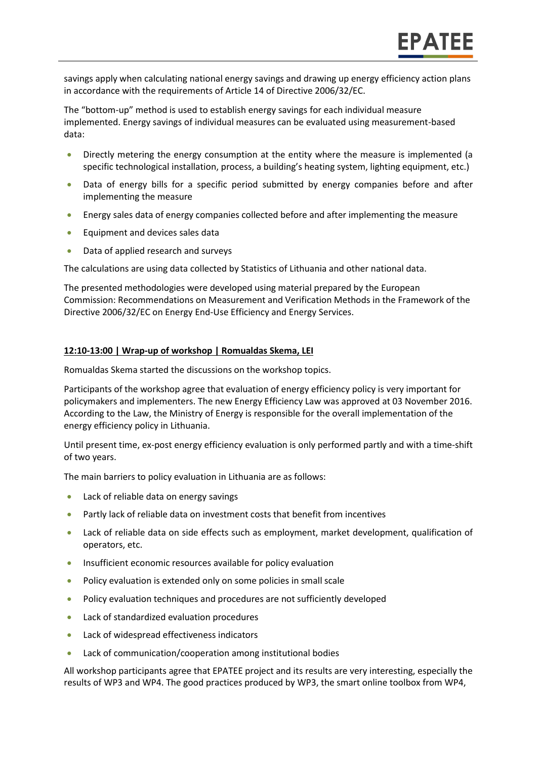savings apply when calculating national energy savings and drawing up energy efficiency action plans in accordance with the requirements of Article 14 of Directive 2006/32/EC.

The "bottom-up" method is used to establish energy savings for each individual measure implemented. Energy savings of individual measures can be evaluated using measurement-based data:

- Directly metering the energy consumption at the entity where the measure is implemented (a specific technological installation, process, a building's heating system, lighting equipment, etc.)
- Data of energy bills for a specific period submitted by energy companies before and after implementing the measure
- Energy sales data of energy companies collected before and after implementing the measure
- Equipment and devices sales data
- Data of applied research and surveys

The calculations are using data collected by Statistics of Lithuania and other national data.

The presented methodologies were developed using material prepared by the European Commission: Recommendations on Measurement and Verification Methods in the Framework of the Directive 2006/32/EC on Energy End-Use Efficiency and Energy Services.

**12:10-13:00 | Wrap-up of workshop | Romualdas Skema, LEI**

Romualdas Skema started the discussions on the workshop topics.

Participants of the workshop agree that evaluation of energy efficiency policy is very important for policymakers and implementers. The new Energy Efficiency Law was approved at 03 November 2016. According to the Law, the Ministry of Energy is responsible for the overall implementation of the energy efficiency policy in Lithuania.

Until present time, ex-post energy efficiency evaluation is only performed partly and with a time-shift of two years.

The main barriers to policy evaluation in Lithuania are as follows:

- Lack of reliable data on energy savings
- Partly lack of reliable data on investment costs that benefit from incentives
- Lack of reliable data on side effects such as employment, market development, qualification of operators, etc.
- Insufficient economic resources available for policy evaluation
- Policy evaluation is extended only on some policies in small scale
- Policy evaluation techniques and procedures are not sufficiently developed
- Lack of standardized evaluation procedures
- Lack of widespread effectiveness indicators
- Lack of communication/cooperation among institutional bodies

All workshop participants agree that EPATEE project and its results are very interesting, especially the results of WP3 and WP4. The good practices produced by WP3, the smart online toolbox from WP4,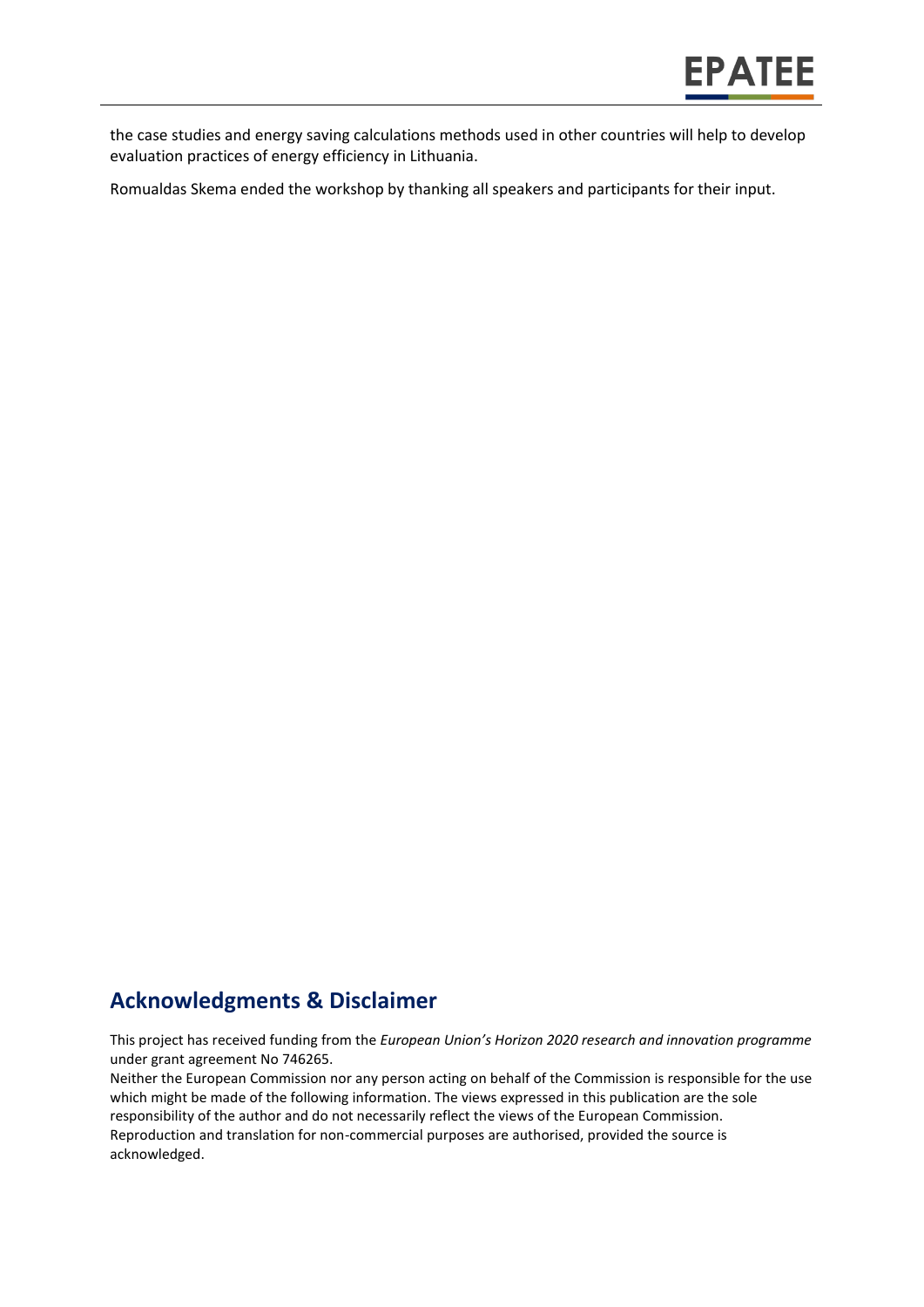the case studies and energy saving calculations methods used in other countries will help to develop evaluation practices of energy efficiency in Lithuania.

Romualdas Skema ended the workshop by thanking all speakers and participants for their input.

## Acknowledgments & Disclaimer

This project has received funding from the *European Union's Horizon 2020 research and innovation programme* under grant agreement No 746265.

Neither the European Commission nor any person acting on behalf of the Commission is responsible for the use which might be made of the following information. The views expressed in this publication are the sole responsibility of the author and do not necessarily reflect the views of the European Commission.

Reproduction and translation for non-commercial purposes are authorised, provided the source is acknowledged.